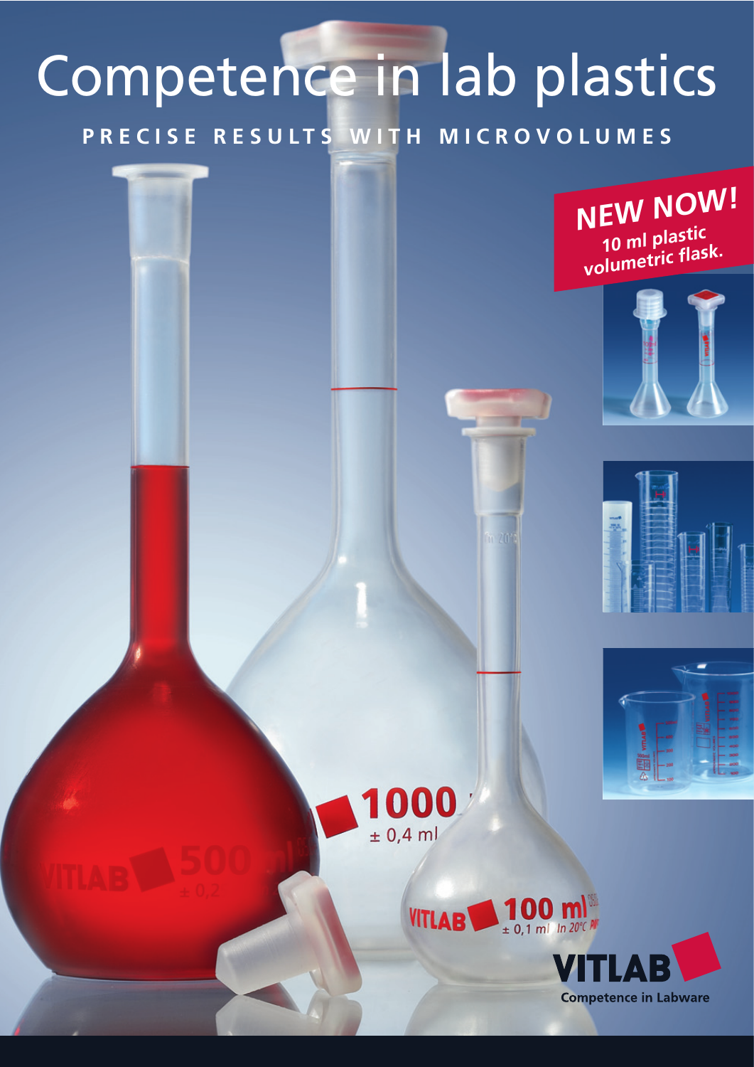# Competence in lab plastics

**PRECISE RESULTS WITH MICROVOLUMES**

**NEW NOW!**
**10 ml plastic volumetric flask.**

**VITLAB**
**Competence in Labware**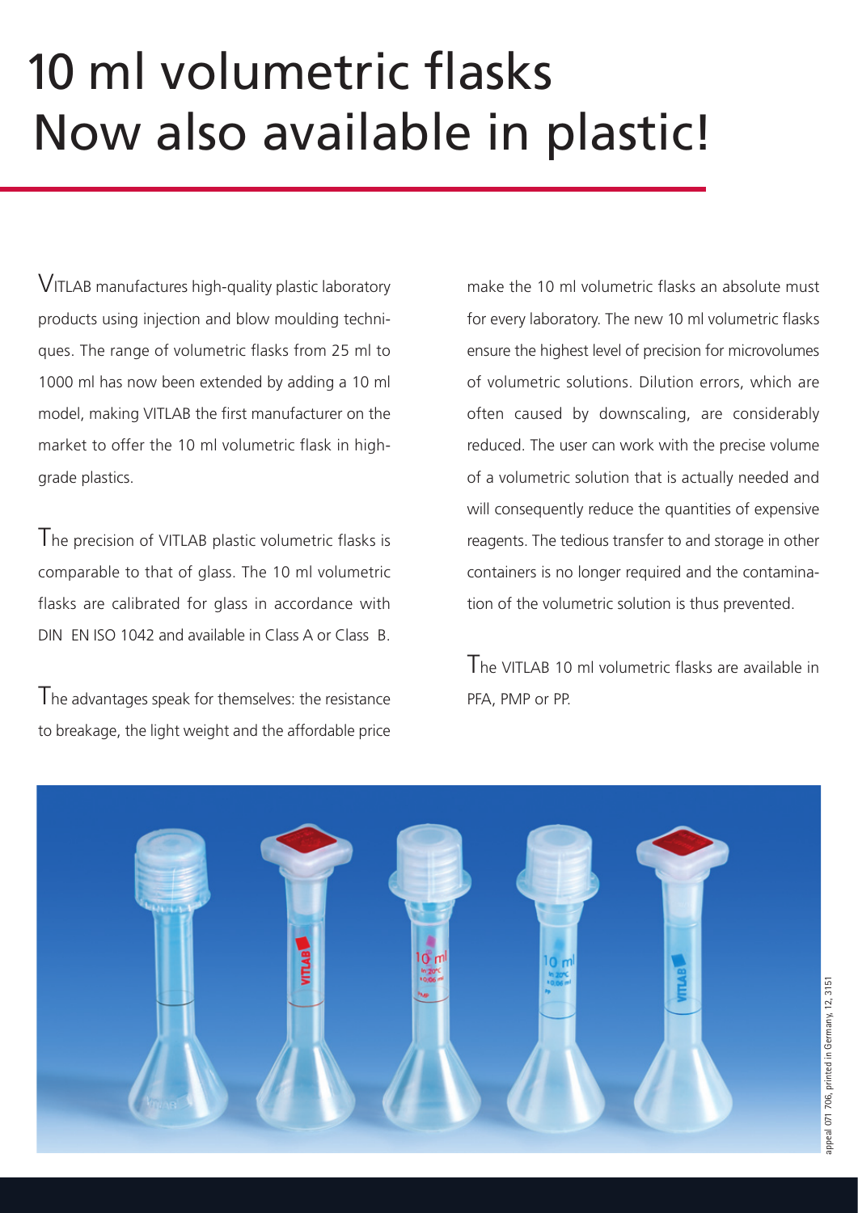# 10 ml volumetric flasks
# Now also available in plastic!

VITLAB manufactures high-quality plastic laboratory products using injection and blow moulding techniques. The range of volumetric flasks from 25 ml to 1000 ml has now been extended by adding a 10 ml model, making VITLAB the first manufacturer on the market to offer the 10 ml volumetric flask in high-grade plastics.

The precision of VITLAB plastic volumetric flasks is comparable to that of glass. The 10 ml volumetric flasks are calibrated for glass in accordance with DIN EN ISO 1042 and available in Class A or Class B.

The advantages speak for themselves: the resistance to breakage, the light weight and the affordable price make the 10 ml volumetric flasks an absolute must for every laboratory. The new 10 ml volumetric flasks ensure the highest level of precision for microvolumes of volumetric solutions. Dilution errors, which are often caused by downscaling, are considerably reduced. The user can work with the precise volume of a volumetric solution that is actually needed and will consequently reduce the quantities of expensive reagents. The tedious transfer to and storage in other containers is no longer required and the contamination of the volumetric solution is thus prevented.

The VITLAB 10 ml volumetric flasks are available in PFA, PMP or PP.

appeal 071 706, printed in Germany, 12, 3151